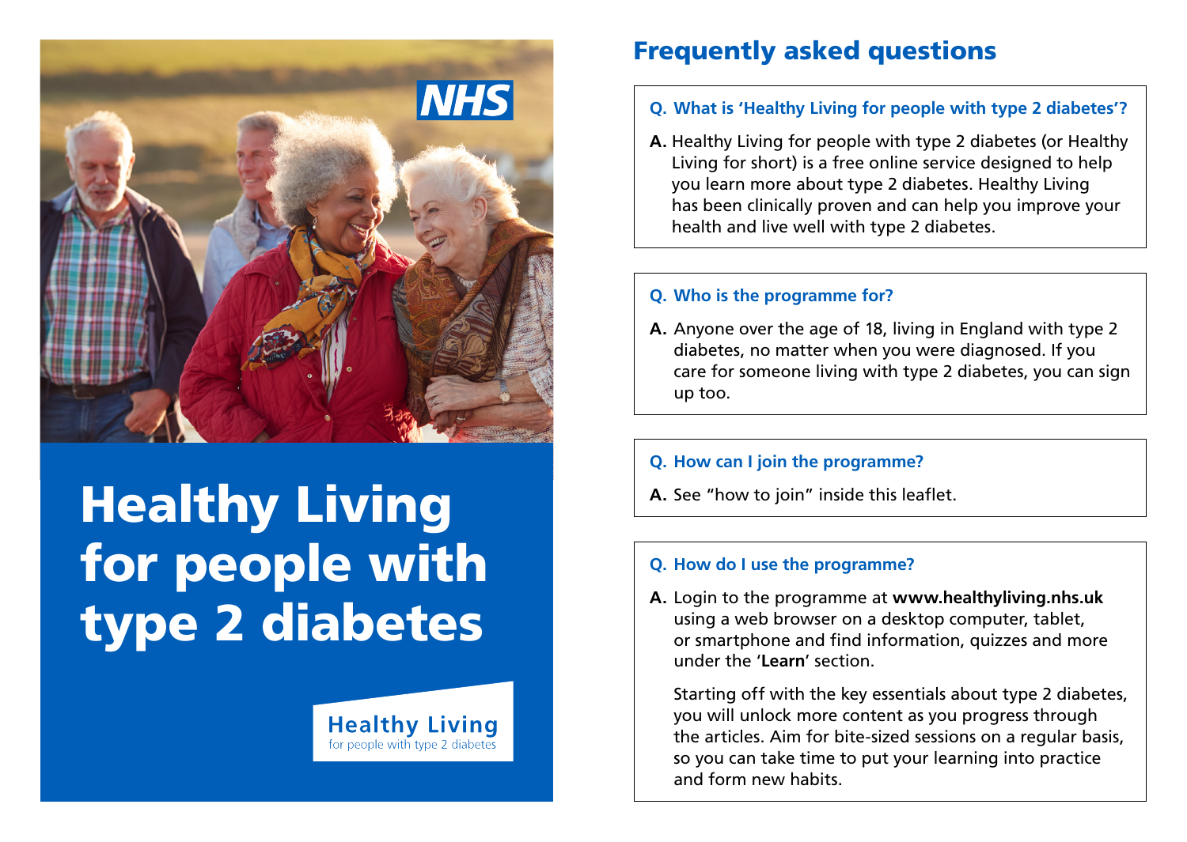NHS

# Healthy Living for people with type 2 diabetes

Healthy Living
for people with type 2 diabetes

## Frequently asked questions

**Q. What is 'Healthy Living for people with type 2 diabetes'?**

**A.** Healthy Living for people with type 2 diabetes (or Healthy Living for short) is a free online service designed to help you learn more about type 2 diabetes. Healthy Living has been clinically proven and can help you improve your health and live well with type 2 diabetes.

**Q. Who is the programme for?**

**A.** Anyone over the age of 18, living in England with type 2 diabetes, no matter when you were diagnosed. If you care for someone living with type 2 diabetes, you can sign up too.

**Q. How can I join the programme?**

**A.** See "how to join" inside this leaflet.

**Q. How do I use the programme?**

**A.** Login to the programme at **www.healthyliving.nhs.uk** using a web browser on a desktop computer, tablet, or smartphone and find information, quizzes and more under the '**Learn**' section.

Starting off with the key essentials about type 2 diabetes, you will unlock more content as you progress through the articles. Aim for bite-sized sessions on a regular basis, so you can take time to put your learning into practice and form new habits.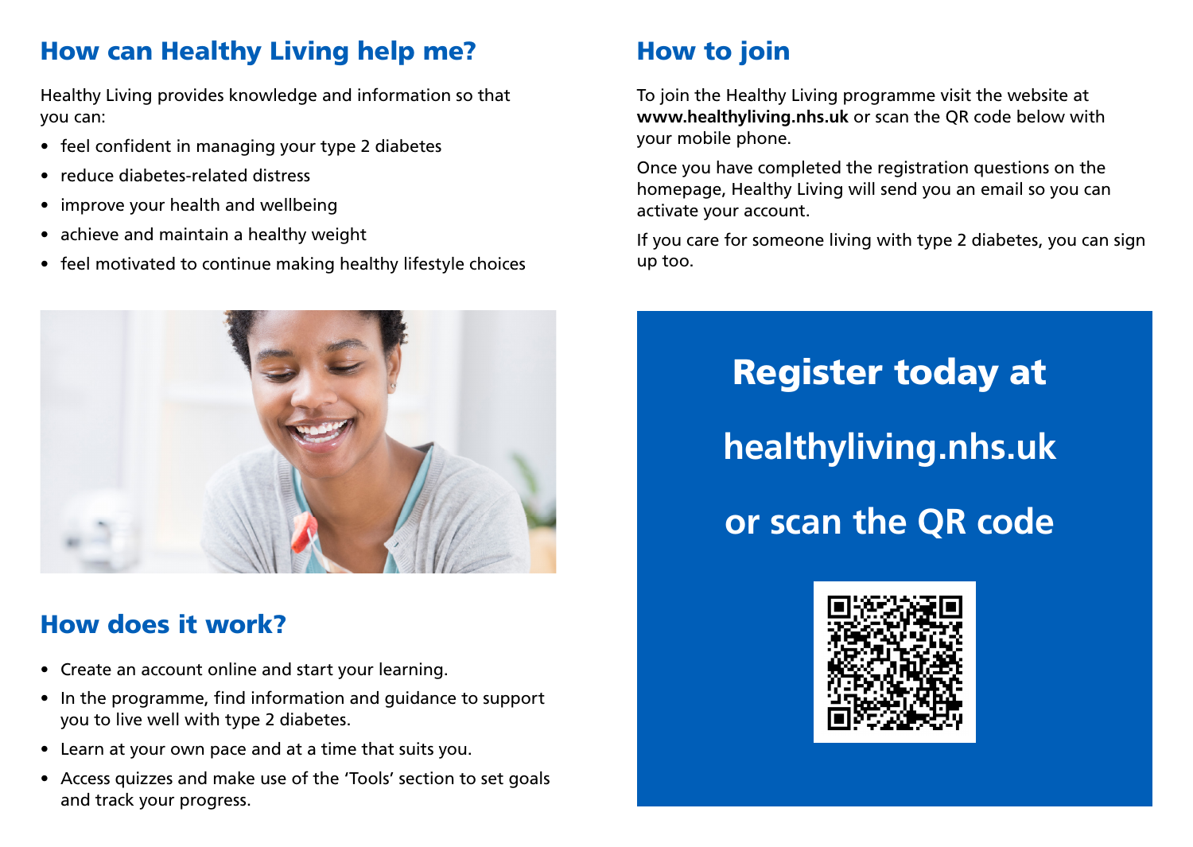## How can Healthy Living help me?

Healthy Living provides knowledge and information so that you can:

- feel confident in managing your type 2 diabetes
- reduce diabetes-related distress
- improve your health and wellbeing
- achieve and maintain a healthy weight
- feel motivated to continue making healthy lifestyle choices

## How does it work?

- Create an account online and start your learning.
- In the programme, find information and guidance to support you to live well with type 2 diabetes.
- Learn at your own pace and at a time that suits you.
- Access quizzes and make use of the 'Tools' section to set goals and track your progress.

## How to join

To join the Healthy Living programme visit the website at **www.healthyliving.nhs.uk** or scan the QR code below with your mobile phone.

Once you have completed the registration questions on the homepage, Healthy Living will send you an email so you can activate your account.

If you care for someone living with type 2 diabetes, you can sign up too.

**Register today at**

**healthyliving.nhs.uk**

**or scan the QR code**